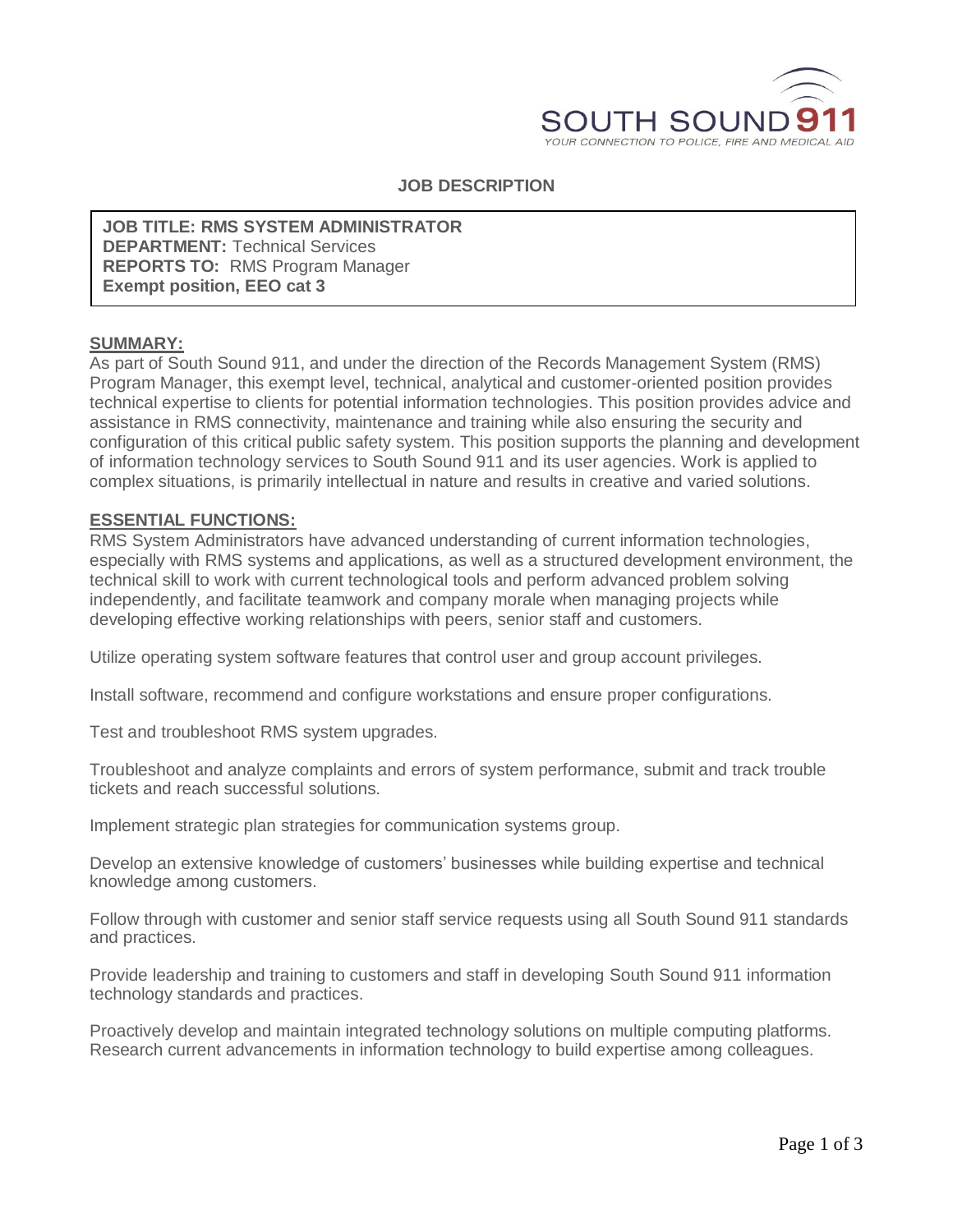SOUTH SOUND 911
YOUR CONNECTION TO POLICE, FIRE AND MEDICAL AID

# JOB DESCRIPTION

**JOB TITLE: RMS SYSTEM ADMINISTRATOR**
**DEPARTMENT:** Technical Services
**REPORTS TO:** RMS Program Manager
**Exempt position, EEO cat 3**

## SUMMARY:

As part of South Sound 911, and under the direction of the Records Management System (RMS) Program Manager, this exempt level, technical, analytical and customer-oriented position provides technical expertise to clients for potential information technologies. This position provides advice and assistance in RMS connectivity, maintenance and training while also ensuring the security and configuration of this critical public safety system. This position supports the planning and development of information technology services to South Sound 911 and its user agencies. Work is applied to complex situations, is primarily intellectual in nature and results in creative and varied solutions.

## ESSENTIAL FUNCTIONS:

RMS System Administrators have advanced understanding of current information technologies, especially with RMS systems and applications, as well as a structured development environment, the technical skill to work with current technological tools and perform advanced problem solving independently, and facilitate teamwork and company morale when managing projects while developing effective working relationships with peers, senior staff and customers.

Utilize operating system software features that control user and group account privileges.

Install software, recommend and configure workstations and ensure proper configurations.

Test and troubleshoot RMS system upgrades.

Troubleshoot and analyze complaints and errors of system performance, submit and track trouble tickets and reach successful solutions.

Implement strategic plan strategies for communication systems group.

Develop an extensive knowledge of customers' businesses while building expertise and technical knowledge among customers.

Follow through with customer and senior staff service requests using all South Sound 911 standards and practices.

Provide leadership and training to customers and staff in developing South Sound 911 information technology standards and practices.

Proactively develop and maintain integrated technology solutions on multiple computing platforms. Research current advancements in information technology to build expertise among colleagues.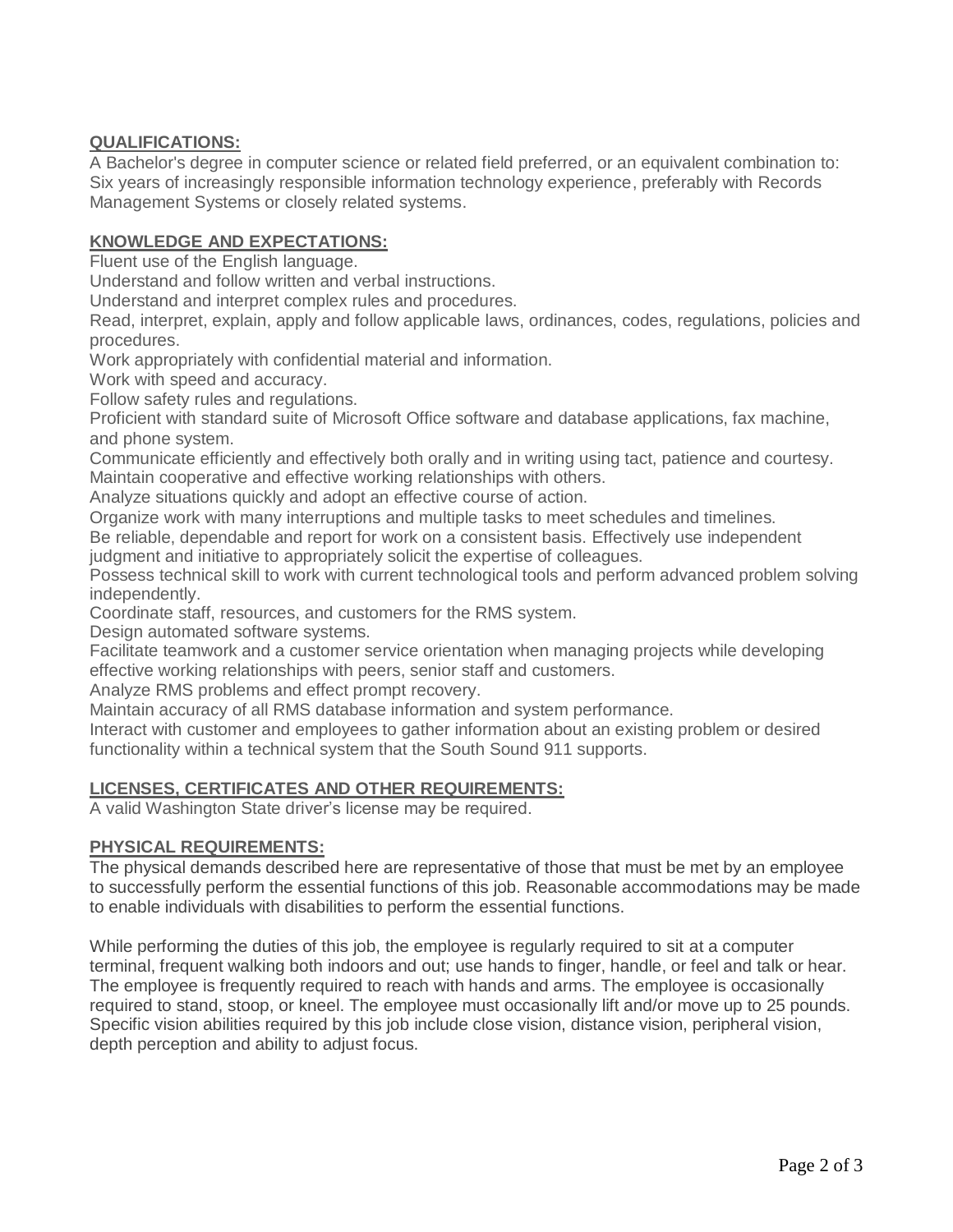## QUALIFICATIONS:

A Bachelor's degree in computer science or related field preferred, or an equivalent combination to: Six years of increasingly responsible information technology experience, preferably with Records Management Systems or closely related systems.

## KNOWLEDGE AND EXPECTATIONS:

Fluent use of the English language.

Understand and follow written and verbal instructions.

Understand and interpret complex rules and procedures.

Read, interpret, explain, apply and follow applicable laws, ordinances, codes, regulations, policies and procedures.

Work appropriately with confidential material and information.

Work with speed and accuracy.

Follow safety rules and regulations.

Proficient with standard suite of Microsoft Office software and database applications, fax machine, and phone system.

Communicate efficiently and effectively both orally and in writing using tact, patience and courtesy.

Maintain cooperative and effective working relationships with others.

Analyze situations quickly and adopt an effective course of action.

Organize work with many interruptions and multiple tasks to meet schedules and timelines.

Be reliable, dependable and report for work on a consistent basis. Effectively use independent judgment and initiative to appropriately solicit the expertise of colleagues.

Possess technical skill to work with current technological tools and perform advanced problem solving independently.

Coordinate staff, resources, and customers for the RMS system.

Design automated software systems.

Facilitate teamwork and a customer service orientation when managing projects while developing effective working relationships with peers, senior staff and customers.

Analyze RMS problems and effect prompt recovery.

Maintain accuracy of all RMS database information and system performance.

Interact with customer and employees to gather information about an existing problem or desired functionality within a technical system that the South Sound 911 supports.

## LICENSES, CERTIFICATES AND OTHER REQUIREMENTS:

A valid Washington State driver's license may be required.

## PHYSICAL REQUIREMENTS:

The physical demands described here are representative of those that must be met by an employee to successfully perform the essential functions of this job. Reasonable accommodations may be made to enable individuals with disabilities to perform the essential functions.

While performing the duties of this job, the employee is regularly required to sit at a computer terminal, frequent walking both indoors and out; use hands to finger, handle, or feel and talk or hear. The employee is frequently required to reach with hands and arms. The employee is occasionally required to stand, stoop, or kneel. The employee must occasionally lift and/or move up to 25 pounds. Specific vision abilities required by this job include close vision, distance vision, peripheral vision, depth perception and ability to adjust focus.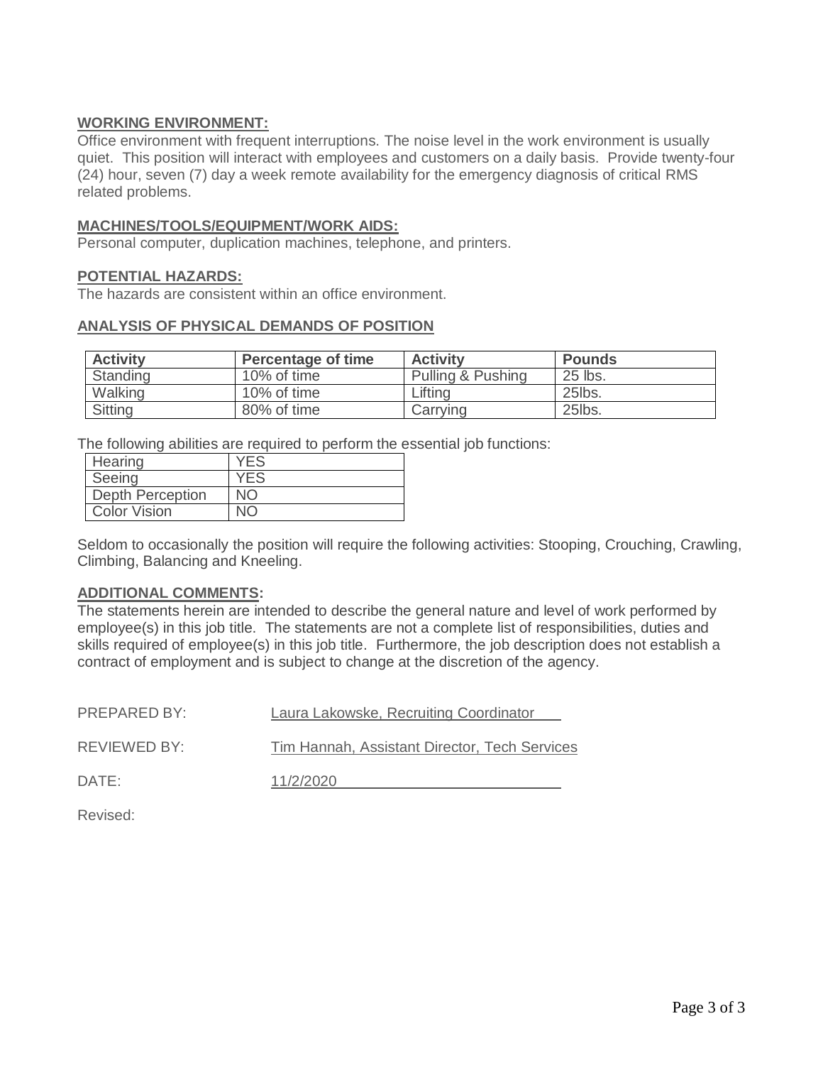**WORKING ENVIRONMENT:**

Office environment with frequent interruptions. The noise level in the work environment is usually quiet. This position will interact with employees and customers on a daily basis. Provide twenty-four (24) hour, seven (7) day a week remote availability for the emergency diagnosis of critical RMS related problems.

**MACHINES/TOOLS/EQUIPMENT/WORK AIDS:**

Personal computer, duplication machines, telephone, and printers.

**POTENTIAL HAZARDS:**

The hazards are consistent within an office environment.

**ANALYSIS OF PHYSICAL DEMANDS OF POSITION**

| Activity | Percentage of time | Activity | Pounds |
|---|---|---|---|
| Standing | 10% of time | Pulling & Pushing | 25 lbs. |
| Walking | 10% of time | Lifting | 25lbs. |
| Sitting | 80% of time | Carrying | 25lbs. |

The following abilities are required to perform the essential job functions:

| | |
|---|---|
| Hearing | YES |
| Seeing | YES |
| Depth Perception | NO |
| Color Vision | NO |

Seldom to occasionally the position will require the following activities: Stooping, Crouching, Crawling, Climbing, Balancing and Kneeling.

**ADDITIONAL COMMENTS:**

The statements herein are intended to describe the general nature and level of work performed by employee(s) in this job title. The statements are not a complete list of responsibilities, duties and skills required of employee(s) in this job title. Furthermore, the job description does not establish a contract of employment and is subject to change at the discretion of the agency.

PREPARED BY: Laura Lakowske, Recruiting Coordinator

REVIEWED BY: Tim Hannah, Assistant Director, Tech Services

DATE: 11/2/2020

Revised: